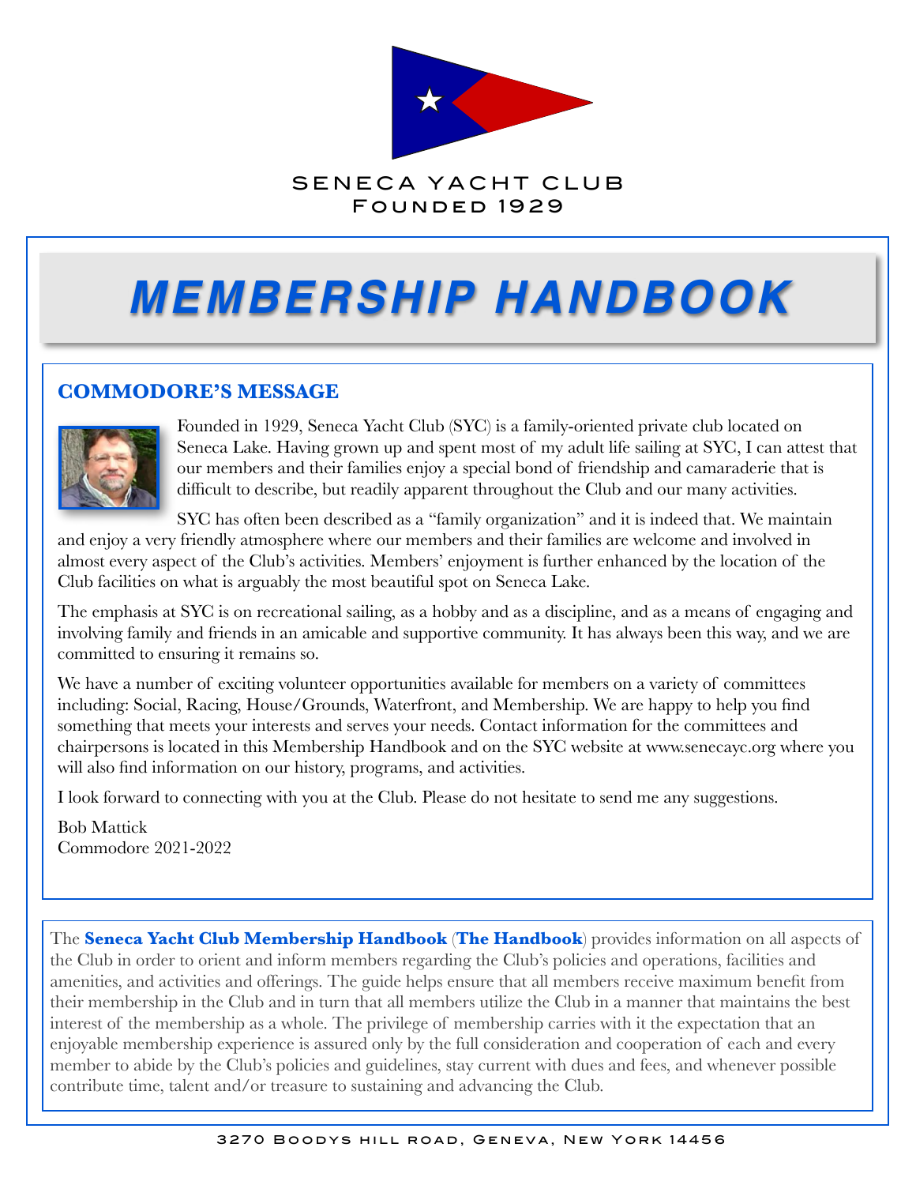SENECA YACHT CLUB
FOUNDED 1929

# MEMBERSHIP HANDBOOK

## COMMODORE'S MESSAGE

Founded in 1929, Seneca Yacht Club (SYC) is a family-oriented private club located on Seneca Lake. Having grown up and spent most of my adult life sailing at SYC, I can attest that our members and their families enjoy a special bond of friendship and camaraderie that is difficult to describe, but readily apparent throughout the Club and our many activities.

SYC has often been described as a "family organization" and it is indeed that. We maintain and enjoy a very friendly atmosphere where our members and their families are welcome and involved in almost every aspect of the Club's activities. Members' enjoyment is further enhanced by the location of the Club facilities on what is arguably the most beautiful spot on Seneca Lake.

The emphasis at SYC is on recreational sailing, as a hobby and as a discipline, and as a means of engaging and involving family and friends in an amicable and supportive community. It has always been this way, and we are committed to ensuring it remains so.

We have a number of exciting volunteer opportunities available for members on a variety of committees including: Social, Racing, House/Grounds, Waterfront, and Membership. We are happy to help you find something that meets your interests and serves your needs. Contact information for the committees and chairpersons is located in this Membership Handbook and on the SYC website at www.senecayc.org where you will also find information on our history, programs, and activities.

I look forward to connecting with you at the Club. Please do not hesitate to send me any suggestions.

Bob Mattick
Commodore 2021-2022

The **Seneca Yacht Club Membership Handbook** (**The Handbook**) provides information on all aspects of the Club in order to orient and inform members regarding the Club's policies and operations, facilities and amenities, and activities and offerings. The guide helps ensure that all members receive maximum benefit from their membership in the Club and in turn that all members utilize the Club in a manner that maintains the best interest of the membership as a whole. The privilege of membership carries with it the expectation that an enjoyable membership experience is assured only by the full consideration and cooperation of each and every member to abide by the Club's policies and guidelines, stay current with dues and fees, and whenever possible contribute time, talent and/or treasure to sustaining and advancing the Club.

3270 Boodys Hill Road, Geneva, New York 14456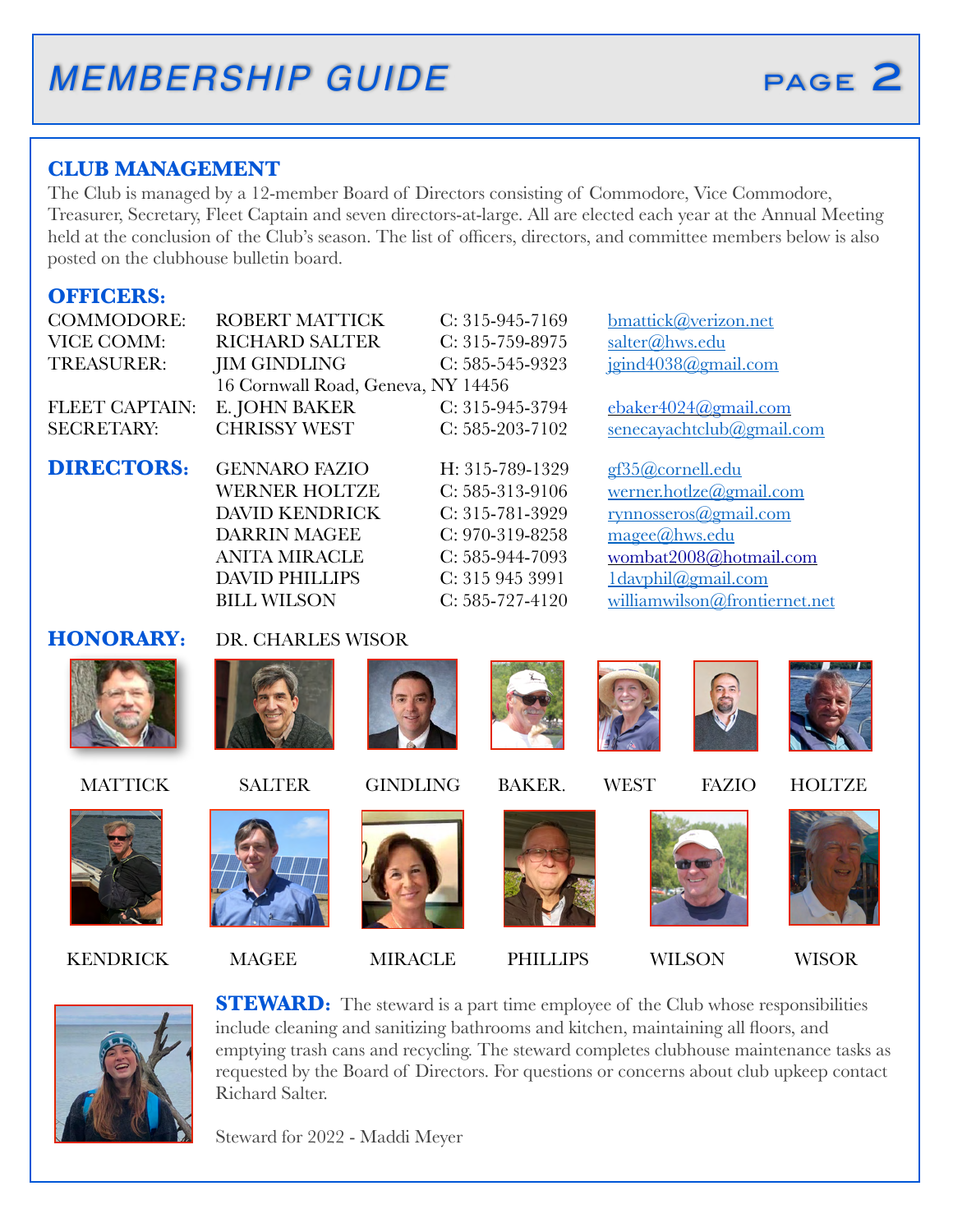# MEMBERSHIP GUIDE

## CLUB MANAGEMENT

The Club is managed by a 12-member Board of Directors consisting of Commodore, Vice Commodore, Treasurer, Secretary, Fleet Captain and seven directors-at-large. All are elected each year at the Annual Meeting held at the conclusion of the Club's season. The list of officers, directors, and committee members below is also posted on the clubhouse bulletin board.

## OFFICERS:

| | | | |
|---|---|---|---|
| COMMODORE: | ROBERT MATTICK | C: 315-945-7169 | bmattick@verizon.net |
| VICE COMM: | RICHARD SALTER | C: 315-759-8975 | salter@hws.edu |
| TREASURER: | JIM GINDLING<br>16 Cornwall Road, Geneva, NY 14456 | C: 585-545-9323 | jgind4038@gmail.com |
| FLEET CAPTAIN: | E. JOHN BAKER | C: 315-945-3794 | ebaker4024@gmail.com |
| SECRETARY: | CHRISSY WEST | C: 585-203-7102 | senecayachtclub@gmail.com |

## DIRECTORS:

| | | |
|---|---|---|
| GENNARO FAZIO | H: 315-789-1329 | gf35@cornell.edu |
| WERNER HOLTZE | C: 585-313-9106 | werner.hotlze@gmail.com |
| DAVID KENDRICK | C: 315-781-3929 | rynnosseros@gmail.com |
| DARRIN MAGEE | C: 970-319-8258 | magee@hws.edu |
| ANITA MIRACLE | C: 585-944-7093 | wombat2008@hotmail.com |
| DAVID PHILLIPS | C: 315 945 3991 | 1davphil@gmail.com |
| BILL WILSON | C: 585-727-4120 | williamwilson@frontiernet.net |

## HONORARY:

DR. CHARLES WISOR

MATTICK SALTER GINDLING BAKER. WEST FAZIO HOLTZE

KENDRICK MAGEE MIRACLE PHILLIPS WILSON WISOR

**STEWARD:** The steward is a part time employee of the Club whose responsibilities include cleaning and sanitizing bathrooms and kitchen, maintaining all floors, and emptying trash cans and recycling. The steward completes clubhouse maintenance tasks as requested by the Board of Directors. For questions or concerns about club upkeep contact Richard Salter.

Steward for 2022 - Maddi Meyer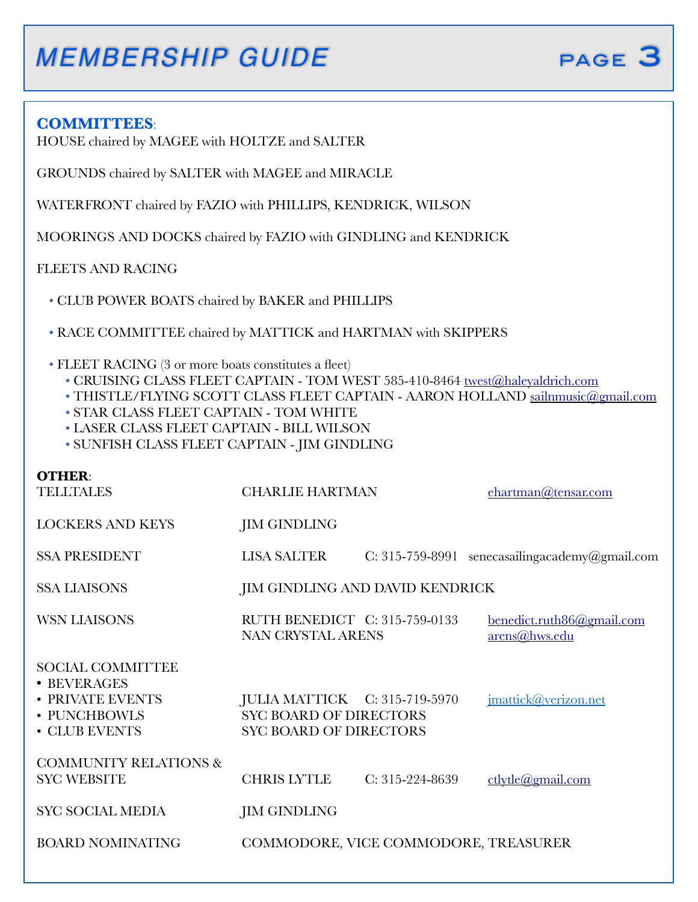# MEMBERSHIP GUIDE

## COMMITTEES:

HOUSE chaired by MAGEE with HOLTZE and SALTER

GROUNDS chaired by SALTER with MAGEE and MIRACLE

WATERFRONT chaired by FAZIO with PHILLIPS, KENDRICK, WILSON

MOORINGS AND DOCKS chaired by FAZIO with GINDLING and KENDRICK

FLEETS AND RACING

- CLUB POWER BOATS chaired by BAKER and PHILLIPS
- RACE COMMITTEE chaired by MATTICK and HARTMAN with SKIPPERS
- FLEET RACING (3 or more boats constitutes a fleet)
  - CRUISING CLASS FLEET CAPTAIN - TOM WEST 585-410-8464 twest@haleyaldrich.com
  - THISTLE/FLYING SCOTT CLASS FLEET CAPTAIN - AARON HOLLAND sailnmusic@gmail.com
  - STAR CLASS FLEET CAPTAIN - TOM WHITE
  - LASER CLASS FLEET CAPTAIN - BILL WILSON
  - SUNFISH CLASS FLEET CAPTAIN - JIM GINDLING

## OTHER:

| | | | |
|---|---|---|---|
| TELLTALES | CHARLIE HARTMAN | | ehartman@tensar.com |
| LOCKERS AND KEYS | JIM GINDLING | | |
| SSA PRESIDENT | LISA SALTER | C: 315-759-8991 | senecasailingacademy@gmail.com |
| SSA LIAISONS | JIM GINDLING AND DAVID KENDRICK | | |
| WSN LIAISONS | RUTH BENEDICT<br>NAN CRYSTAL ARENS | C: 315-759-0133 | benedict.ruth86@gmail.com<br>arens@hws.edu |
| SOCIAL COMMITTEE<br>• BEVERAGES<br>• PRIVATE EVENTS<br>• PUNCHBOWLS<br>• CLUB EVENTS | <br><br>JULIA MATTICK<br>SYC BOARD OF DIRECTORS<br>SYC BOARD OF DIRECTORS | <br><br>C: 315-719-5970 | <br><br>jmattick@verizon.net |
| COMMUNITY RELATIONS & SYC WEBSITE | CHRIS LYTLE | C: 315-224-8639 | ctlytle@gmail.com |
| SYC SOCIAL MEDIA | JIM GINDLING | | |
| BOARD NOMINATING | COMMODORE, VICE COMMODORE, TREASURER | | |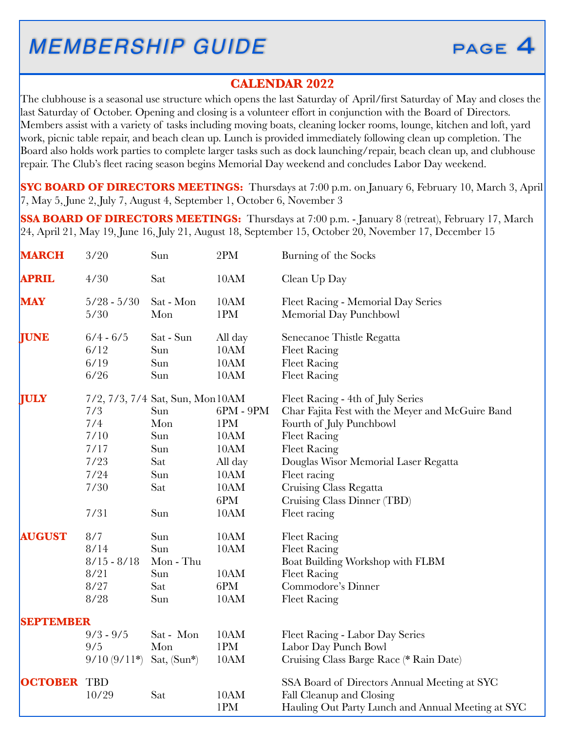# MEMBERSHIP GUIDE

## CALENDAR 2022

The clubhouse is a seasonal use structure which opens the last Saturday of April/first Saturday of May and closes the last Saturday of October. Opening and closing is a volunteer effort in conjunction with the Board of Directors. Members assist with a variety of tasks including moving boats, cleaning locker rooms, lounge, kitchen and loft, yard work, picnic table repair, and beach clean up. Lunch is provided immediately following clean up completion. The Board also holds work parties to complete larger tasks such as dock launching/repair, beach clean up, and clubhouse repair. The Club's fleet racing season begins Memorial Day weekend and concludes Labor Day weekend.

**SYC BOARD OF DIRECTORS MEETINGS:** Thursdays at 7:00 p.m. on January 6, February 10, March 3, April 7, May 5, June 2, July 7, August 4, September 1, October 6, November 3

**SSA BOARD OF DIRECTORS MEETINGS:** Thursdays at 7:00 p.m. - January 8 (retreat), February 17, March 24, April 21, May 19, June 16, July 21, August 18, September 15, October 20, November 17, December 15

| Month | Date | Day | Time | Event |
|---|---|---|---|---|
| **MARCH** | 3/20 | Sun | 2PM | Burning of the Socks |
| **APRIL** | 4/30 | Sat | 10AM | Clean Up Day |
| **MAY** | 5/28 - 5/30 | Sat - Mon | 10AM | Fleet Racing - Memorial Day Series |
| | 5/30 | Mon | 1PM | Memorial Day Punchbowl |
| **JUNE** | 6/4 - 6/5 | Sat - Sun | All day | Senecanoe Thistle Regatta |
| | 6/12 | Sun | 10AM | Fleet Racing |
| | 6/19 | Sun | 10AM | Fleet Racing |
| | 6/26 | Sun | 10AM | Fleet Racing |
| **JULY** | 7/2, 7/3, 7/4 | Sat, Sun, Mon | 10AM | Fleet Racing - 4th of July Series |
| | 7/3 | Sun | 6PM - 9PM | Char Fajita Fest with the Meyer and McGuire Band |
| | 7/4 | Mon | 1PM | Fourth of July Punchbowl |
| | 7/10 | Sun | 10AM | Fleet Racing |
| | 7/17 | Sun | 10AM | Fleet Racing |
| | 7/23 | Sat | All day | Douglas Wisor Memorial Laser Regatta |
| | 7/24 | Sun | 10AM | Fleet racing |
| | 7/30 | Sat | 10AM | Cruising Class Regatta |
| | | | 6PM | Cruising Class Dinner (TBD) |
| | 7/31 | Sun | 10AM | Fleet racing |
| **AUGUST** | 8/7 | Sun | 10AM | Fleet Racing |
| | 8/14 | Sun | 10AM | Fleet Racing |
| | 8/15 - 8/18 | Mon - Thu | | Boat Building Workshop with FLBM |
| | 8/21 | Sun | 10AM | Fleet Racing |
| | 8/27 | Sat | 6PM | Commodore's Dinner |
| | 8/28 | Sun | 10AM | Fleet Racing |
| **SEPTEMBER** | 9/3 - 9/5 | Sat - Mon | 10AM | Fleet Racing - Labor Day Series |
| | 9/5 | Mon | 1PM | Labor Day Punch Bowl |
| | 9/10 (9/11*) | Sat, (Sun*) | 10AM | Cruising Class Barge Race (* Rain Date) |
| **OCTOBER** | TBD | | | SSA Board of Directors Annual Meeting at SYC |
| | 10/29 | Sat | 10AM | Fall Cleanup and Closing |
| | | | 1PM | Hauling Out Party Lunch and Annual Meeting at SYC |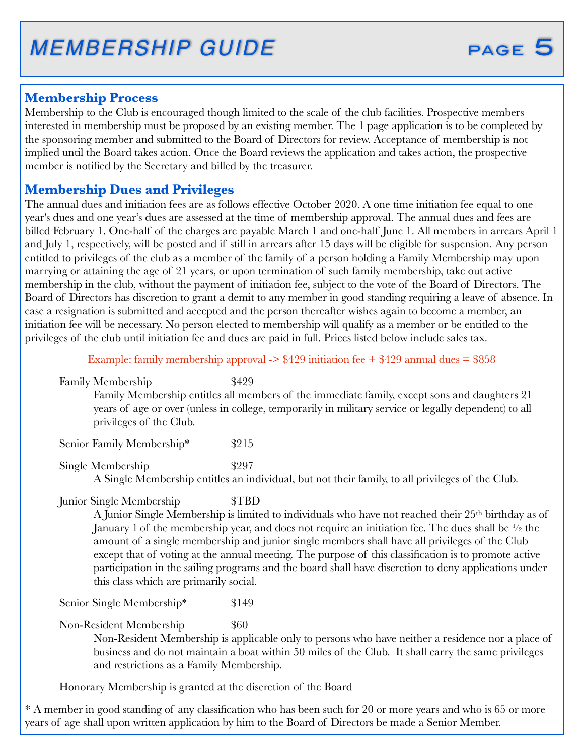# MEMBERSHIP GUIDE

## Membership Process

Membership to the Club is encouraged though limited to the scale of the club facilities. Prospective members interested in membership must be proposed by an existing member. The 1 page application is to be completed by the sponsoring member and submitted to the Board of Directors for review. Acceptance of membership is not implied until the Board takes action. Once the Board reviews the application and takes action, the prospective member is notified by the Secretary and billed by the treasurer.

## Membership Dues and Privileges

The annual dues and initiation fees are as follows effective October 2020. A one time initiation fee equal to one year's dues and one year's dues are assessed at the time of membership approval. The annual dues and fees are billed February 1. One-half of the charges are payable March 1 and one-half June 1. All members in arrears April 1 and July 1, respectively, will be posted and if still in arrears after 15 days will be eligible for suspension. Any person entitled to privileges of the club as a member of the family of a person holding a Family Membership may upon marrying or attaining the age of 21 years, or upon termination of such family membership, take out active membership in the club, without the payment of initiation fee, subject to the vote of the Board of Directors. The Board of Directors has discretion to grant a demit to any member in good standing requiring a leave of absence. In case a resignation is submitted and accepted and the person thereafter wishes again to become a member, an initiation fee will be necessary. No person elected to membership will qualify as a member or be entitled to the privileges of the club until initiation fee and dues are paid in full. Prices listed below include sales tax.

Example: family membership approval -> $429 initiation fee + $429 annual dues = $858

**Family Membership** $429

Family Membership entitles all members of the immediate family, except sons and daughters 21 years of age or over (unless in college, temporarily in military service or legally dependent) to all privileges of the Club.

**Senior Family Membership*** $215

**Single Membership** $297

A Single Membership entitles an individual, but not their family, to all privileges of the Club.

**Junior Single Membership** $TBD

A Junior Single Membership is limited to individuals who have not reached their 25th birthday as of January 1 of the membership year, and does not require an initiation fee. The dues shall be ½ the amount of a single membership and junior single members shall have all privileges of the Club except that of voting at the annual meeting. The purpose of this classification is to promote active participation in the sailing programs and the board shall have discretion to deny applications under this class which are primarily social.

**Senior Single Membership*** $149

**Non-Resident Membership** $60

Non-Resident Membership is applicable only to persons who have neither a residence nor a place of business and do not maintain a boat within 50 miles of the Club. It shall carry the same privileges and restrictions as a Family Membership.

Honorary Membership is granted at the discretion of the Board

* A member in good standing of any classification who has been such for 20 or more years and who is 65 or more years of age shall upon written application by him to the Board of Directors be made a Senior Member.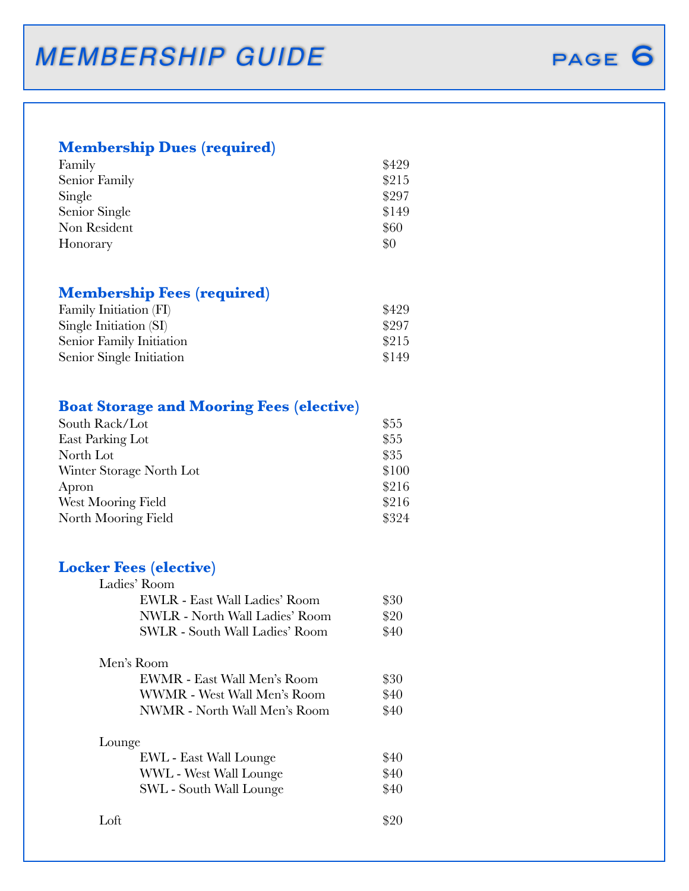# MEMBERSHIP GUIDE

## Membership Dues (required)

| | |
|---|---|
| Family | $429 |
| Senior Family | $215 |
| Single | $297 |
| Senior Single | $149 |
| Non Resident | $60 |
| Honorary | $0 |

## Membership Fees (required)

| | |
|---|---|
| Family Initiation (FI) | $429 |
| Single Initiation (SI) | $297 |
| Senior Family Initiation | $215 |
| Senior Single Initiation | $149 |

## Boat Storage and Mooring Fees (elective)

| | |
|---|---|
| South Rack/Lot | $55 |
| East Parking Lot | $55 |
| North Lot | $35 |
| Winter Storage North Lot | $100 |
| Apron | $216 |
| West Mooring Field | $216 |
| North Mooring Field | $324 |

## Locker Fees (elective)

### Ladies' Room

| | |
|---|---|
| EWLR - East Wall Ladies' Room | $30 |
| NWLR - North Wall Ladies' Room | $20 |
| SWLR - South Wall Ladies' Room | $40 |

### Men's Room

| | |
|---|---|
| EWMR - East Wall Men's Room | $30 |
| WWMR - West Wall Men's Room | $40 |
| NWMR - North Wall Men's Room | $40 |

### Lounge

| | |
|---|---|
| EWL - East Wall Lounge | $40 |
| WWL - West Wall Lounge | $40 |
| SWL - South Wall Lounge | $40 |

### Loft

| | |
|---|---|
| Loft | $20 |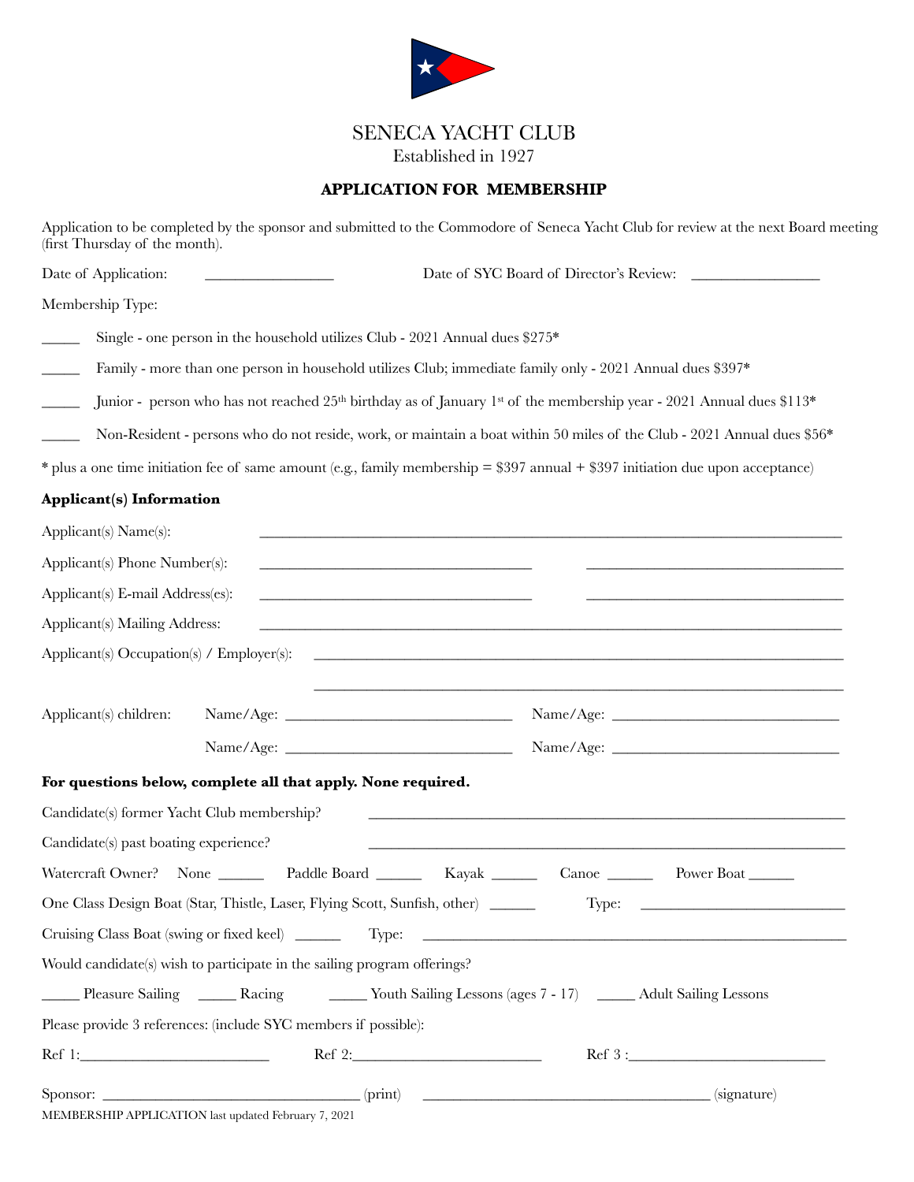# SENECA YACHT CLUB

Established in 1927

## APPLICATION FOR MEMBERSHIP

Application to be completed by the sponsor and submitted to the Commodore of Seneca Yacht Club for review at the next Board meeting (first Thursday of the month).

Date of Application: ________________ Date of SYC Board of Director's Review: ________________

Membership Type:

_____ Single - one person in the household utilizes Club - 2021 Annual dues $275*

_____ Family - more than one person in household utilizes Club; immediate family only - 2021 Annual dues $397*

_____ Junior - person who has not reached 25th birthday as of January 1st of the membership year - 2021 Annual dues $113*

_____ Non-Resident - persons who do not reside, work, or maintain a boat within 50 miles of the Club - 2021 Annual dues $56*

* plus a one time initiation fee of same amount (e.g., family membership = $397 annual + $397 initiation due upon acceptance)

**Applicant(s) Information**

Applicant(s) Name(s): ________________________________________________

Applicant(s) Phone Number(s): ______________________ ______________________

Applicant(s) E-mail Address(es): ______________________ ______________________

Applicant(s) Mailing Address: ________________________________________________

Applicant(s) Occupation(s) / Employer(s): ________________________________________________

________________________________________________

Applicant(s) children: Name/Age: ____________________ Name/Age: ____________________

Name/Age: ____________________ Name/Age: ____________________

**For questions below, complete all that apply. None required.**

Candidate(s) former Yacht Club membership? ________________________________________

Candidate(s) past boating experience? ________________________________________

Watercraft Owner? None ______ Paddle Board ______ Kayak ______ Canoe ______ Power Boat ______

One Class Design Boat (Star, Thistle, Laser, Flying Scott, Sunfish, other) ______ Type: ____________________

Cruising Class Boat (swing or fixed keel) ______ Type: ________________________________________

Would candidate(s) wish to participate in the sailing program offerings?

_____ Pleasure Sailing _____ Racing _____ Youth Sailing Lessons (ages 7 - 17) _____ Adult Sailing Lessons

Please provide 3 references: (include SYC members if possible):

Ref 1:____________________ Ref 2:____________________ Ref 3 :____________________

Sponsor: __________________________ (print) __________________________ (signature)

MEMBERSHIP APPLICATION last updated February 7, 2021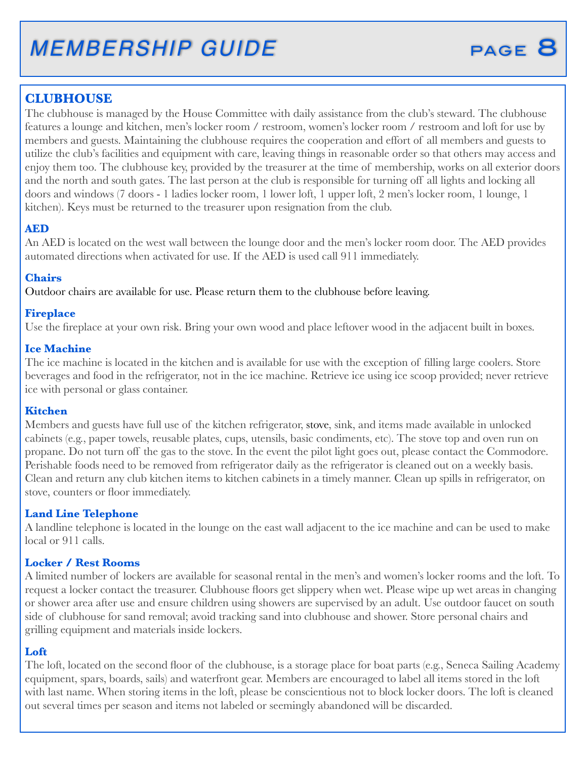## CLUBHOUSE

The clubhouse is managed by the House Committee with daily assistance from the club's steward. The clubhouse features a lounge and kitchen, men's locker room / restroom, women's locker room / restroom and loft for use by members and guests. Maintaining the clubhouse requires the cooperation and effort of all members and guests to utilize the club's facilities and equipment with care, leaving things in reasonable order so that others may access and enjoy them too. The clubhouse key, provided by the treasurer at the time of membership, works on all exterior doors and the north and south gates. The last person at the club is responsible for turning off all lights and locking all doors and windows (7 doors - 1 ladies locker room, 1 lower loft, 1 upper loft, 2 men's locker room, 1 lounge, 1 kitchen). Keys must be returned to the treasurer upon resignation from the club.

### AED

An AED is located on the west wall between the lounge door and the men's locker room door. The AED provides automated directions when activated for use. If the AED is used call 911 immediately.

### Chairs

Outdoor chairs are available for use. Please return them to the clubhouse before leaving.

### Fireplace

Use the fireplace at your own risk. Bring your own wood and place leftover wood in the adjacent built in boxes.

### Ice Machine

The ice machine is located in the kitchen and is available for use with the exception of filling large coolers. Store beverages and food in the refrigerator, not in the ice machine. Retrieve ice using ice scoop provided; never retrieve ice with personal or glass container.

### Kitchen

Members and guests have full use of the kitchen refrigerator, stove, sink, and items made available in unlocked cabinets (e.g., paper towels, reusable plates, cups, utensils, basic condiments, etc). The stove top and oven run on propane. Do not turn off the gas to the stove. In the event the pilot light goes out, please contact the Commodore. Perishable foods need to be removed from refrigerator daily as the refrigerator is cleaned out on a weekly basis. Clean and return any club kitchen items to kitchen cabinets in a timely manner. Clean up spills in refrigerator, on stove, counters or floor immediately.

### Land Line Telephone

A landline telephone is located in the lounge on the east wall adjacent to the ice machine and can be used to make local or 911 calls.

### Locker / Rest Rooms

A limited number of lockers are available for seasonal rental in the men's and women's locker rooms and the loft. To request a locker contact the treasurer. Clubhouse floors get slippery when wet. Please wipe up wet areas in changing or shower area after use and ensure children using showers are supervised by an adult. Use outdoor faucet on south side of clubhouse for sand removal; avoid tracking sand into clubhouse and shower. Store personal chairs and grilling equipment and materials inside lockers.

### Loft

The loft, located on the second floor of the clubhouse, is a storage place for boat parts (e.g., Seneca Sailing Academy equipment, spars, boards, sails) and waterfront gear. Members are encouraged to label all items stored in the loft with last name. When storing items in the loft, please be conscientious not to block locker doors. The loft is cleaned out several times per season and items not labeled or seemingly abandoned will be discarded.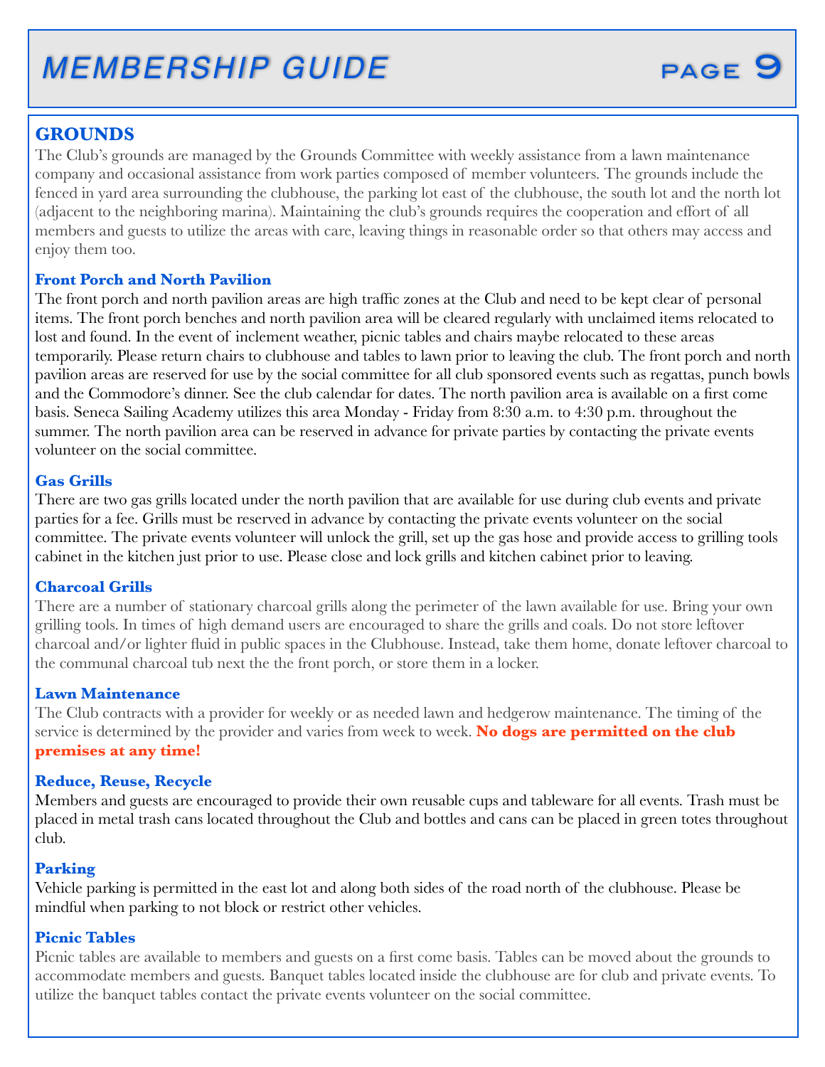## GROUNDS

The Club's grounds are managed by the Grounds Committee with weekly assistance from a lawn maintenance company and occasional assistance from work parties composed of member volunteers. The grounds include the fenced in yard area surrounding the clubhouse, the parking lot east of the clubhouse, the south lot and the north lot (adjacent to the neighboring marina). Maintaining the club's grounds requires the cooperation and effort of all members and guests to utilize the areas with care, leaving things in reasonable order so that others may access and enjoy them too.

### Front Porch and North Pavilion

The front porch and north pavilion areas are high traffic zones at the Club and need to be kept clear of personal items. The front porch benches and north pavilion area will be cleared regularly with unclaimed items relocated to lost and found. In the event of inclement weather, picnic tables and chairs maybe relocated to these areas temporarily. Please return chairs to clubhouse and tables to lawn prior to leaving the club. The front porch and north pavilion areas are reserved for use by the social committee for all club sponsored events such as regattas, punch bowls and the Commodore's dinner. See the club calendar for dates. The north pavilion area is available on a first come basis. Seneca Sailing Academy utilizes this area Monday - Friday from 8:30 a.m. to 4:30 p.m. throughout the summer. The north pavilion area can be reserved in advance for private parties by contacting the private events volunteer on the social committee.

### Gas Grills

There are two gas grills located under the north pavilion that are available for use during club events and private parties for a fee. Grills must be reserved in advance by contacting the private events volunteer on the social committee. The private events volunteer will unlock the grill, set up the gas hose and provide access to grilling tools cabinet in the kitchen just prior to use. Please close and lock grills and kitchen cabinet prior to leaving.

### Charcoal Grills

There are a number of stationary charcoal grills along the perimeter of the lawn available for use. Bring your own grilling tools. In times of high demand users are encouraged to share the grills and coals. Do not store leftover charcoal and/or lighter fluid in public spaces in the Clubhouse. Instead, take them home, donate leftover charcoal to the communal charcoal tub next the the front porch, or store them in a locker.

### Lawn Maintenance

The Club contracts with a provider for weekly or as needed lawn and hedgerow maintenance. The timing of the service is determined by the provider and varies from week to week. **No dogs are permitted on the club premises at any time!**

### Reduce, Reuse, Recycle

Members and guests are encouraged to provide their own reusable cups and tableware for all events. Trash must be placed in metal trash cans located throughout the Club and bottles and cans can be placed in green totes throughout club.

### Parking

Vehicle parking is permitted in the east lot and along both sides of the road north of the clubhouse. Please be mindful when parking to not block or restrict other vehicles.

### Picnic Tables

Picnic tables are available to members and guests on a first come basis. Tables can be moved about the grounds to accommodate members and guests. Banquet tables located inside the clubhouse are for club and private events. To utilize the banquet tables contact the private events volunteer on the social committee.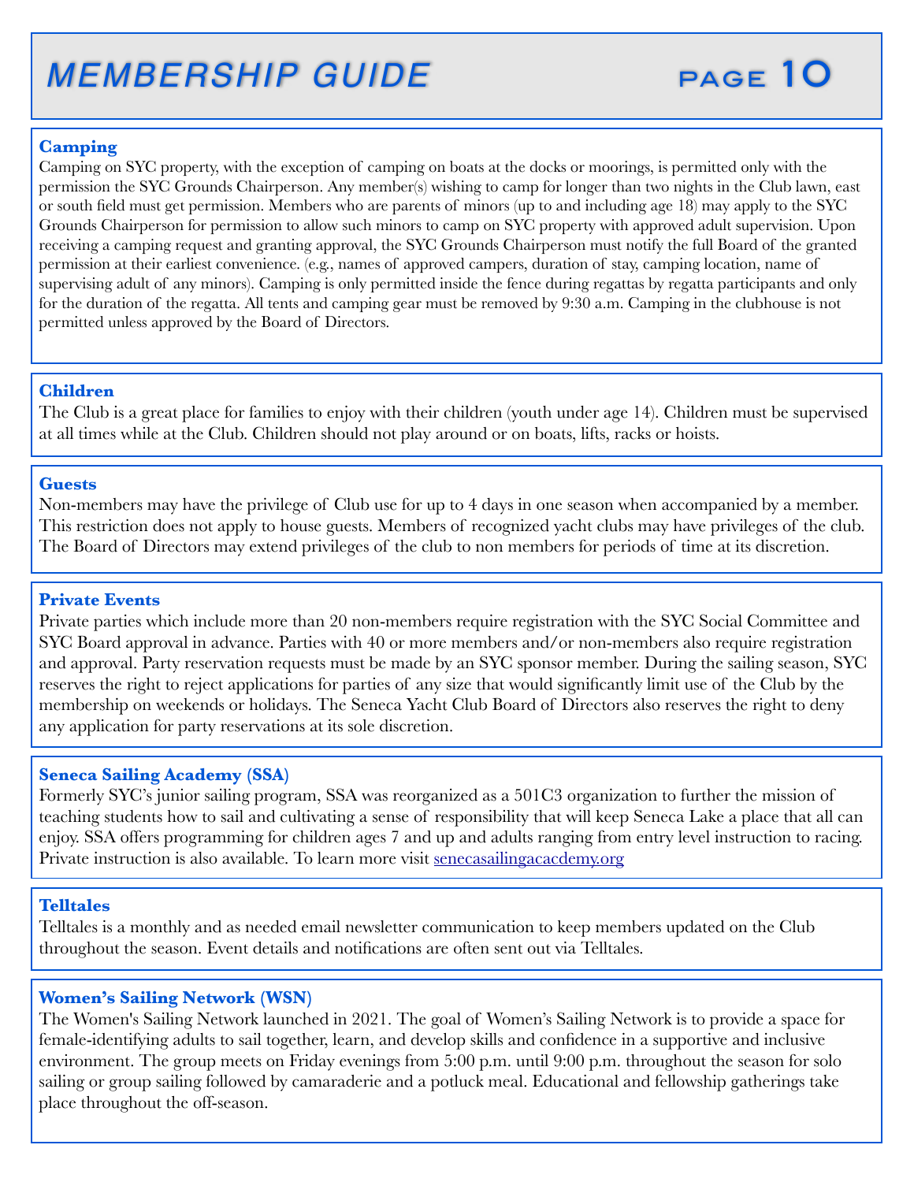## Camping

Camping on SYC property, with the exception of camping on boats at the docks or moorings, is permitted only with the permission the SYC Grounds Chairperson. Any member(s) wishing to camp for longer than two nights in the Club lawn, east or south field must get permission. Members who are parents of minors (up to and including age 18) may apply to the SYC Grounds Chairperson for permission to allow such minors to camp on SYC property with approved adult supervision. Upon receiving a camping request and granting approval, the SYC Grounds Chairperson must notify the full Board of the granted permission at their earliest convenience. (e.g., names of approved campers, duration of stay, camping location, name of supervising adult of any minors). Camping is only permitted inside the fence during regattas by regatta participants and only for the duration of the regatta. All tents and camping gear must be removed by 9:30 a.m. Camping in the clubhouse is not permitted unless approved by the Board of Directors.

## Children

The Club is a great place for families to enjoy with their children (youth under age 14). Children must be supervised at all times while at the Club. Children should not play around or on boats, lifts, racks or hoists.

## Guests

Non-members may have the privilege of Club use for up to 4 days in one season when accompanied by a member. This restriction does not apply to house guests. Members of recognized yacht clubs may have privileges of the club. The Board of Directors may extend privileges of the club to non members for periods of time at its discretion.

## Private Events

Private parties which include more than 20 non-members require registration with the SYC Social Committee and SYC Board approval in advance. Parties with 40 or more members and/or non-members also require registration and approval. Party reservation requests must be made by an SYC sponsor member. During the sailing season, SYC reserves the right to reject applications for parties of any size that would significantly limit use of the Club by the membership on weekends or holidays. The Seneca Yacht Club Board of Directors also reserves the right to deny any application for party reservations at its sole discretion.

## Seneca Sailing Academy (SSA)

Formerly SYC's junior sailing program, SSA was reorganized as a 501C3 organization to further the mission of teaching students how to sail and cultivating a sense of responsibility that will keep Seneca Lake a place that all can enjoy. SSA offers programming for children ages 7 and up and adults ranging from entry level instruction to racing. Private instruction is also available. To learn more visit senecasailingacacdemy.org

## Telltales

Telltales is a monthly and as needed email newsletter communication to keep members updated on the Club throughout the season. Event details and notifications are often sent out via Telltales.

## Women's Sailing Network (WSN)

The Women's Sailing Network launched in 2021. The goal of Women's Sailing Network is to provide a space for female-identifying adults to sail together, learn, and develop skills and confidence in a supportive and inclusive environment. The group meets on Friday evenings from 5:00 p.m. until 9:00 p.m. throughout the season for solo sailing or group sailing followed by camaraderie and a potluck meal. Educational and fellowship gatherings take place throughout the off-season.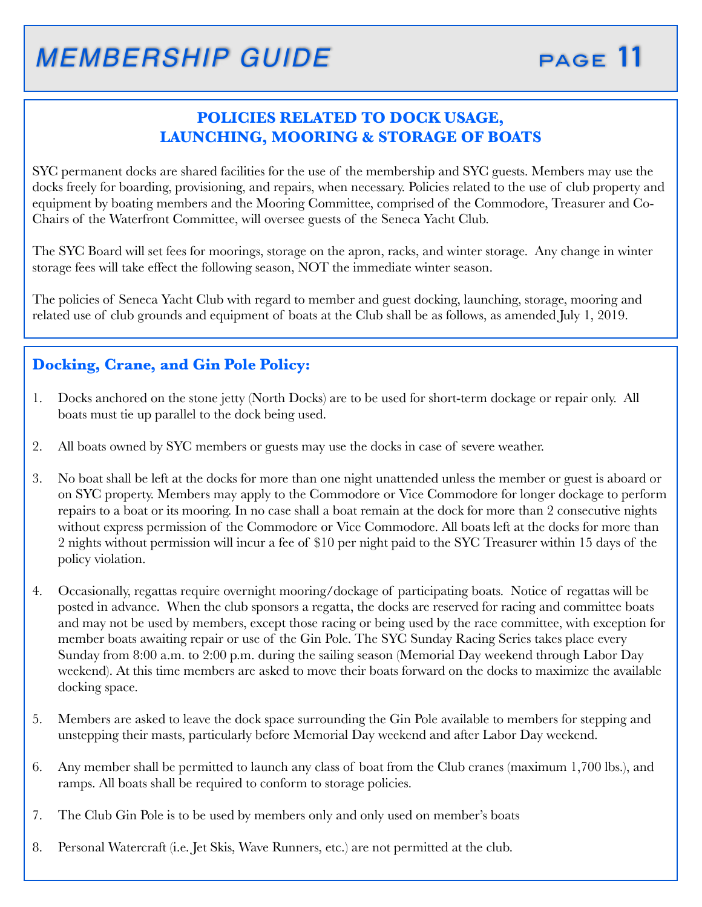## POLICIES RELATED TO DOCK USAGE, LAUNCHING, MOORING & STORAGE OF BOATS

SYC permanent docks are shared facilities for the use of the membership and SYC guests. Members may use the docks freely for boarding, provisioning, and repairs, when necessary. Policies related to the use of club property and equipment by boating members and the Mooring Committee, comprised of the Commodore, Treasurer and Co-Chairs of the Waterfront Committee, will oversee guests of the Seneca Yacht Club.

The SYC Board will set fees for moorings, storage on the apron, racks, and winter storage. Any change in winter storage fees will take effect the following season, NOT the immediate winter season.

The policies of Seneca Yacht Club with regard to member and guest docking, launching, storage, mooring and related use of club grounds and equipment of boats at the Club shall be as follows, as amended July 1, 2019.

### Docking, Crane, and Gin Pole Policy:

1. Docks anchored on the stone jetty (North Docks) are to be used for short-term dockage or repair only. All boats must tie up parallel to the dock being used.

2. All boats owned by SYC members or guests may use the docks in case of severe weather.

3. No boat shall be left at the docks for more than one night unattended unless the member or guest is aboard or on SYC property. Members may apply to the Commodore or Vice Commodore for longer dockage to perform repairs to a boat or its mooring. In no case shall a boat remain at the dock for more than 2 consecutive nights without express permission of the Commodore or Vice Commodore. All boats left at the docks for more than 2 nights without permission will incur a fee of $10 per night paid to the SYC Treasurer within 15 days of the policy violation.

4. Occasionally, regattas require overnight mooring/dockage of participating boats. Notice of regattas will be posted in advance. When the club sponsors a regatta, the docks are reserved for racing and committee boats and may not be used by members, except those racing or being used by the race committee, with exception for member boats awaiting repair or use of the Gin Pole. The SYC Sunday Racing Series takes place every Sunday from 8:00 a.m. to 2:00 p.m. during the sailing season (Memorial Day weekend through Labor Day weekend). At this time members are asked to move their boats forward on the docks to maximize the available docking space.

5. Members are asked to leave the dock space surrounding the Gin Pole available to members for stepping and unstepping their masts, particularly before Memorial Day weekend and after Labor Day weekend.

6. Any member shall be permitted to launch any class of boat from the Club cranes (maximum 1,700 lbs.), and ramps. All boats shall be required to conform to storage policies.

7. The Club Gin Pole is to be used by members only and only used on member's boats

8. Personal Watercraft (i.e. Jet Skis, Wave Runners, etc.) are not permitted at the club.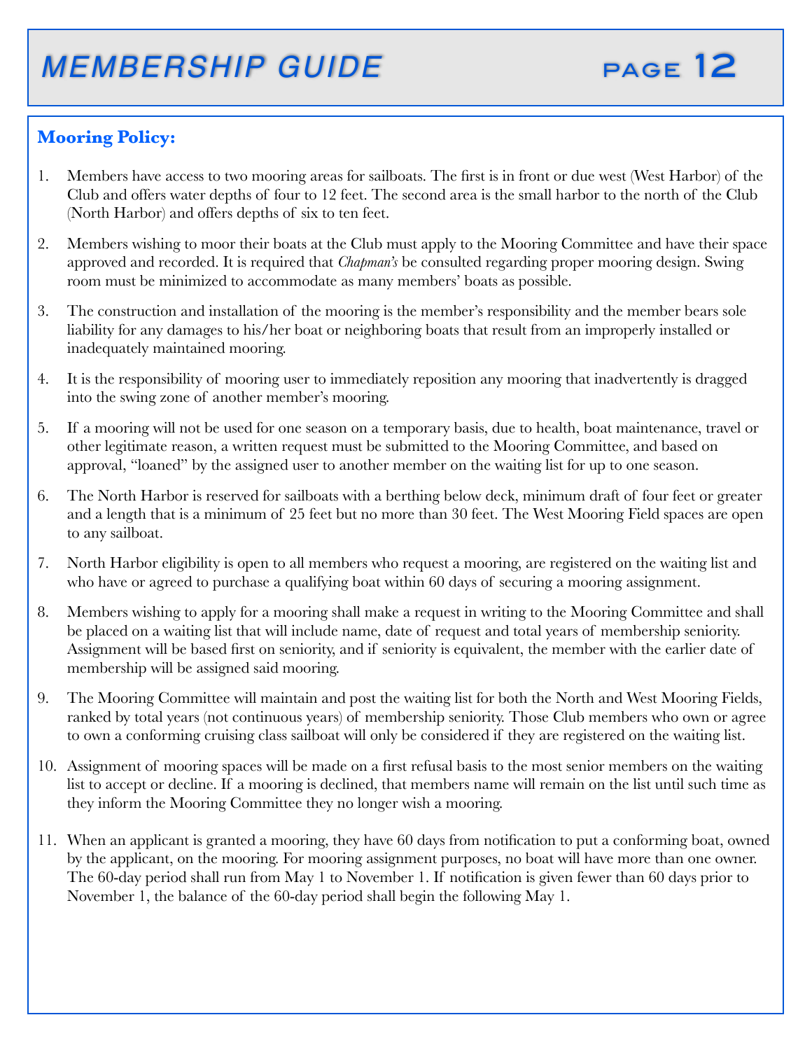## Mooring Policy:

1. Members have access to two mooring areas for sailboats. The first is in front or due west (West Harbor) of the Club and offers water depths of four to 12 feet. The second area is the small harbor to the north of the Club (North Harbor) and offers depths of six to ten feet.
2. Members wishing to moor their boats at the Club must apply to the Mooring Committee and have their space approved and recorded. It is required that *Chapman's* be consulted regarding proper mooring design. Swing room must be minimized to accommodate as many members' boats as possible.
3. The construction and installation of the mooring is the member's responsibility and the member bears sole liability for any damages to his/her boat or neighboring boats that result from an improperly installed or inadequately maintained mooring.
4. It is the responsibility of mooring user to immediately reposition any mooring that inadvertently is dragged into the swing zone of another member's mooring.
5. If a mooring will not be used for one season on a temporary basis, due to health, boat maintenance, travel or other legitimate reason, a written request must be submitted to the Mooring Committee, and based on approval, "loaned" by the assigned user to another member on the waiting list for up to one season.
6. The North Harbor is reserved for sailboats with a berthing below deck, minimum draft of four feet or greater and a length that is a minimum of 25 feet but no more than 30 feet. The West Mooring Field spaces are open to any sailboat.
7. North Harbor eligibility is open to all members who request a mooring, are registered on the waiting list and who have or agreed to purchase a qualifying boat within 60 days of securing a mooring assignment.
8. Members wishing to apply for a mooring shall make a request in writing to the Mooring Committee and shall be placed on a waiting list that will include name, date of request and total years of membership seniority. Assignment will be based first on seniority, and if seniority is equivalent, the member with the earlier date of membership will be assigned said mooring.
9. The Mooring Committee will maintain and post the waiting list for both the North and West Mooring Fields, ranked by total years (not continuous years) of membership seniority. Those Club members who own or agree to own a conforming cruising class sailboat will only be considered if they are registered on the waiting list.
10. Assignment of mooring spaces will be made on a first refusal basis to the most senior members on the waiting list to accept or decline. If a mooring is declined, that members name will remain on the list until such time as they inform the Mooring Committee they no longer wish a mooring.
11. When an applicant is granted a mooring, they have 60 days from notification to put a conforming boat, owned by the applicant, on the mooring. For mooring assignment purposes, no boat will have more than one owner. The 60-day period shall run from May 1 to November 1. If notification is given fewer than 60 days prior to November 1, the balance of the 60-day period shall begin the following May 1.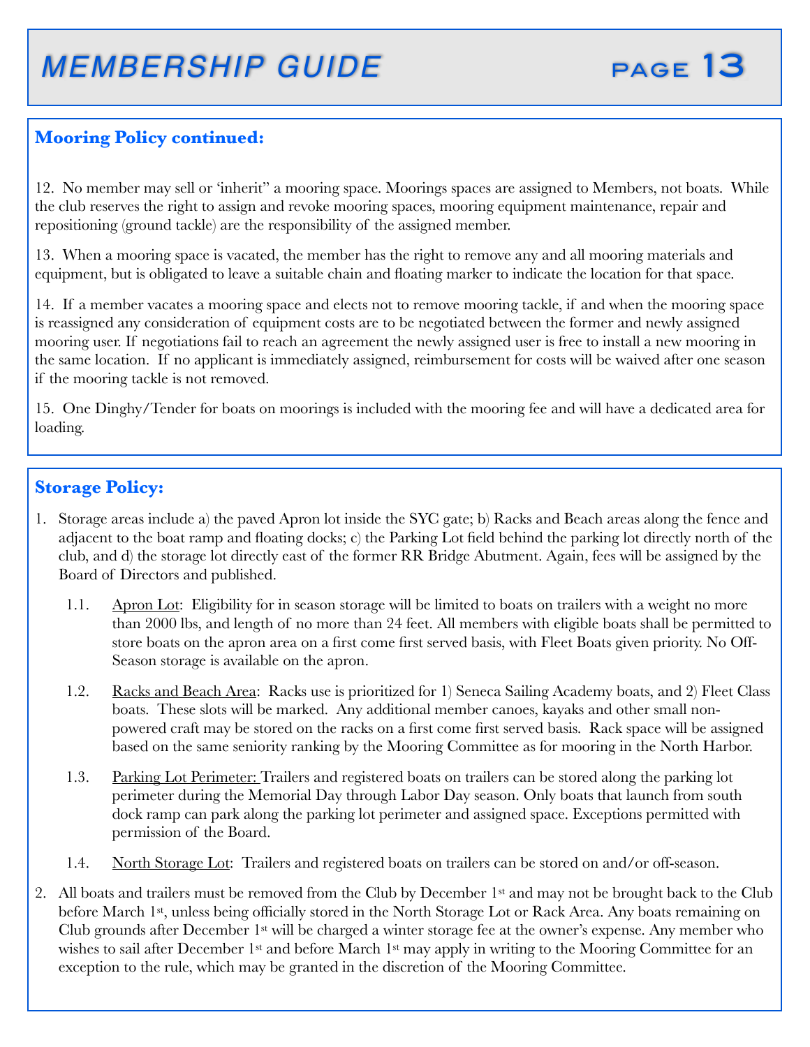## Mooring Policy continued:

12. No member may sell or 'inherit" a mooring space. Moorings spaces are assigned to Members, not boats. While the club reserves the right to assign and revoke mooring spaces, mooring equipment maintenance, repair and repositioning (ground tackle) are the responsibility of the assigned member.

13. When a mooring space is vacated, the member has the right to remove any and all mooring materials and equipment, but is obligated to leave a suitable chain and floating marker to indicate the location for that space.

14. If a member vacates a mooring space and elects not to remove mooring tackle, if and when the mooring space is reassigned any consideration of equipment costs are to be negotiated between the former and newly assigned mooring user. If negotiations fail to reach an agreement the newly assigned user is free to install a new mooring in the same location. If no applicant is immediately assigned, reimbursement for costs will be waived after one season if the mooring tackle is not removed.

15. One Dinghy/Tender for boats on moorings is included with the mooring fee and will have a dedicated area for loading.

## Storage Policy:

1. Storage areas include a) the paved Apron lot inside the SYC gate; b) Racks and Beach areas along the fence and adjacent to the boat ramp and floating docks; c) the Parking Lot field behind the parking lot directly north of the club, and d) the storage lot directly east of the former RR Bridge Abutment. Again, fees will be assigned by the Board of Directors and published.

   1.1. Apron Lot: Eligibility for in season storage will be limited to boats on trailers with a weight no more than 2000 lbs, and length of no more than 24 feet. All members with eligible boats shall be permitted to store boats on the apron area on a first come first served basis, with Fleet Boats given priority. No Off-Season storage is available on the apron.

   1.2. Racks and Beach Area: Racks use is prioritized for 1) Seneca Sailing Academy boats, and 2) Fleet Class boats. These slots will be marked. Any additional member canoes, kayaks and other small non-powered craft may be stored on the racks on a first come first served basis. Rack space will be assigned based on the same seniority ranking by the Mooring Committee as for mooring in the North Harbor.

   1.3. Parking Lot Perimeter: Trailers and registered boats on trailers can be stored along the parking lot perimeter during the Memorial Day through Labor Day season. Only boats that launch from south dock ramp can park along the parking lot perimeter and assigned space. Exceptions permitted with permission of the Board.

   1.4. North Storage Lot: Trailers and registered boats on trailers can be stored on and/or off-season.

2. All boats and trailers must be removed from the Club by December 1st and may not be brought back to the Club before March 1st, unless being officially stored in the North Storage Lot or Rack Area. Any boats remaining on Club grounds after December 1st will be charged a winter storage fee at the owner's expense. Any member who wishes to sail after December 1st and before March 1st may apply in writing to the Mooring Committee for an exception to the rule, which may be granted in the discretion of the Mooring Committee.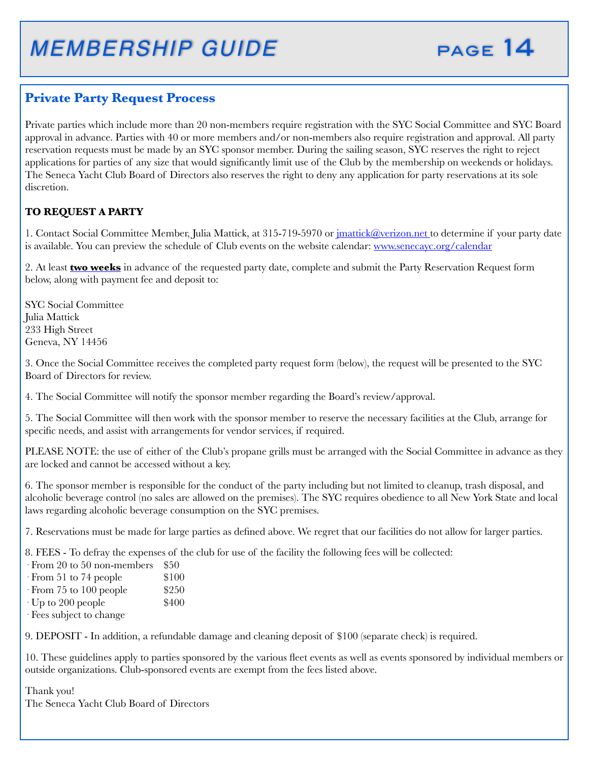## Private Party Request Process

Private parties which include more than 20 non-members require registration with the SYC Social Committee and SYC Board approval in advance. Parties with 40 or more members and/or non-members also require registration and approval. All party reservation requests must be made by an SYC sponsor member. During the sailing season, SYC reserves the right to reject applications for parties of any size that would significantly limit use of the Club by the membership on weekends or holidays. The Seneca Yacht Club Board of Directors also reserves the right to deny any application for party reservations at its sole discretion.

**TO REQUEST A PARTY**

1. Contact Social Committee Member, Julia Mattick, at 315-719-5970 or jmattick@verizon.net to determine if your party date is available. You can preview the schedule of Club events on the website calendar: www.senecayc.org/calendar

2. At least **two weeks** in advance of the requested party date, complete and submit the Party Reservation Request form below, along with payment fee and deposit to:

SYC Social Committee
Julia Mattick
233 High Street
Geneva, NY 14456

3. Once the Social Committee receives the completed party request form (below), the request will be presented to the SYC Board of Directors for review.

4. The Social Committee will notify the sponsor member regarding the Board's review/approval.

5. The Social Committee will then work with the sponsor member to reserve the necessary facilities at the Club, arrange for specific needs, and assist with arrangements for vendor services, if required.

PLEASE NOTE: the use of either of the Club's propane grills must be arranged with the Social Committee in advance as they are locked and cannot be accessed without a key.

6. The sponsor member is responsible for the conduct of the party including but not limited to cleanup, trash disposal, and alcoholic beverage control (no sales are allowed on the premises). The SYC requires obedience to all New York State and local laws regarding alcoholic beverage consumption on the SYC premises.

7. Reservations must be made for large parties as defined above. We regret that our facilities do not allow for larger parties.

8. FEES - To defray the expenses of the club for use of the facility the following fees will be collected:

- From 20 to 50 non-members $50
- From 51 to 74 people $100
- From 75 to 100 people $250
- Up to 200 people $400
- Fees subject to change

9. DEPOSIT - In addition, a refundable damage and cleaning deposit of $100 (separate check) is required.

10. These guidelines apply to parties sponsored by the various fleet events as well as events sponsored by individual members or outside organizations. Club-sponsored events are exempt from the fees listed above.

Thank you!
The Seneca Yacht Club Board of Directors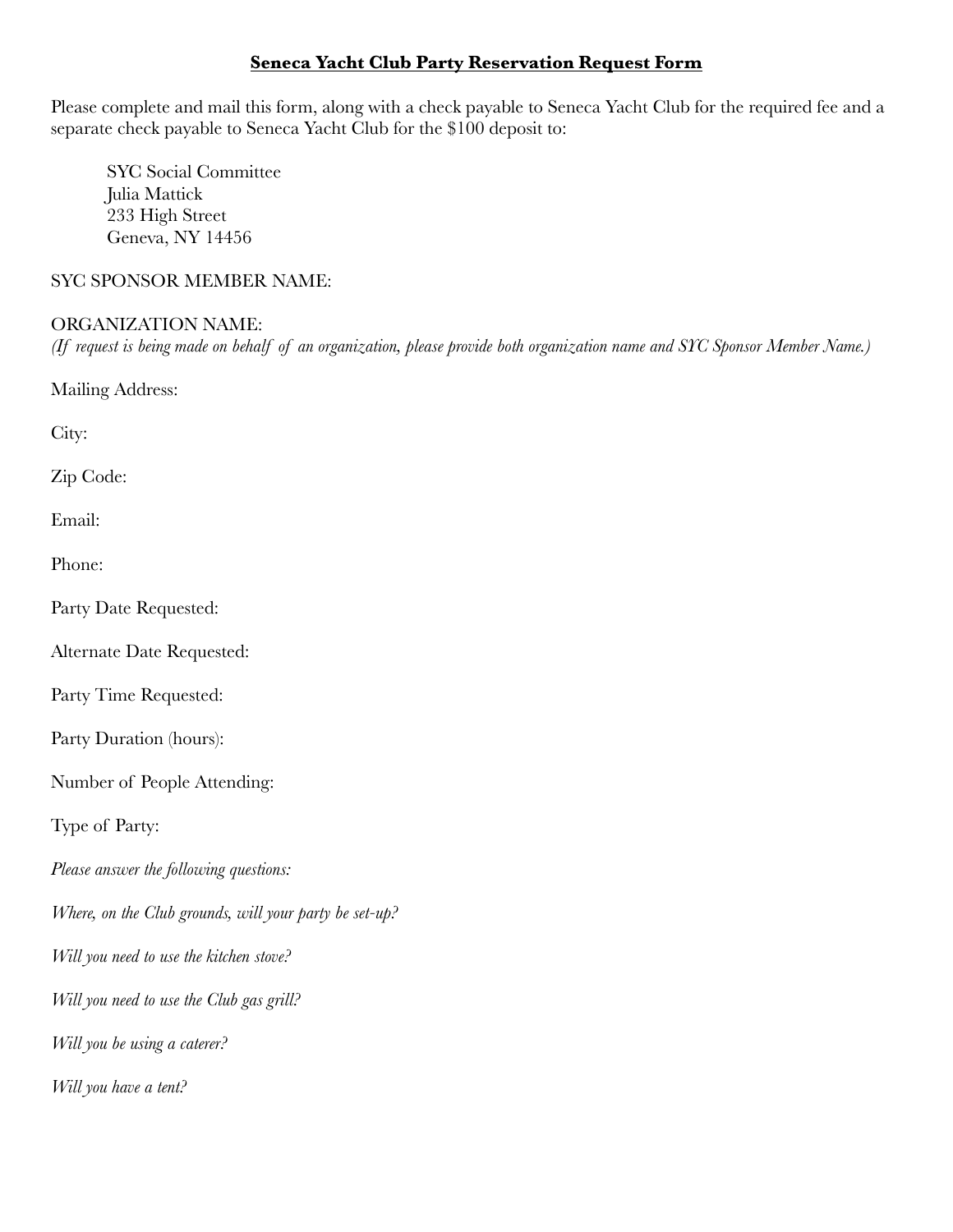# **Seneca Yacht Club Party Reservation Request Form**

Please complete and mail this form, along with a check payable to Seneca Yacht Club for the required fee and a separate check payable to Seneca Yacht Club for the $100 deposit to:

> SYC Social Committee
> Julia Mattick
> 233 High Street
> Geneva, NY 14456

SYC SPONSOR MEMBER NAME:

ORGANIZATION NAME:
*(If request is being made on behalf of an organization, please provide both organization name and SYC Sponsor Member Name.)*

Mailing Address:

City:

Zip Code:

Email:

Phone:

Party Date Requested:

Alternate Date Requested:

Party Time Requested:

Party Duration (hours):

Number of People Attending:

Type of Party:

*Please answer the following questions:*

*Where, on the Club grounds, will your party be set-up?*

*Will you need to use the kitchen stove?*

*Will you need to use the Club gas grill?*

*Will you be using a caterer?*

*Will you have a tent?*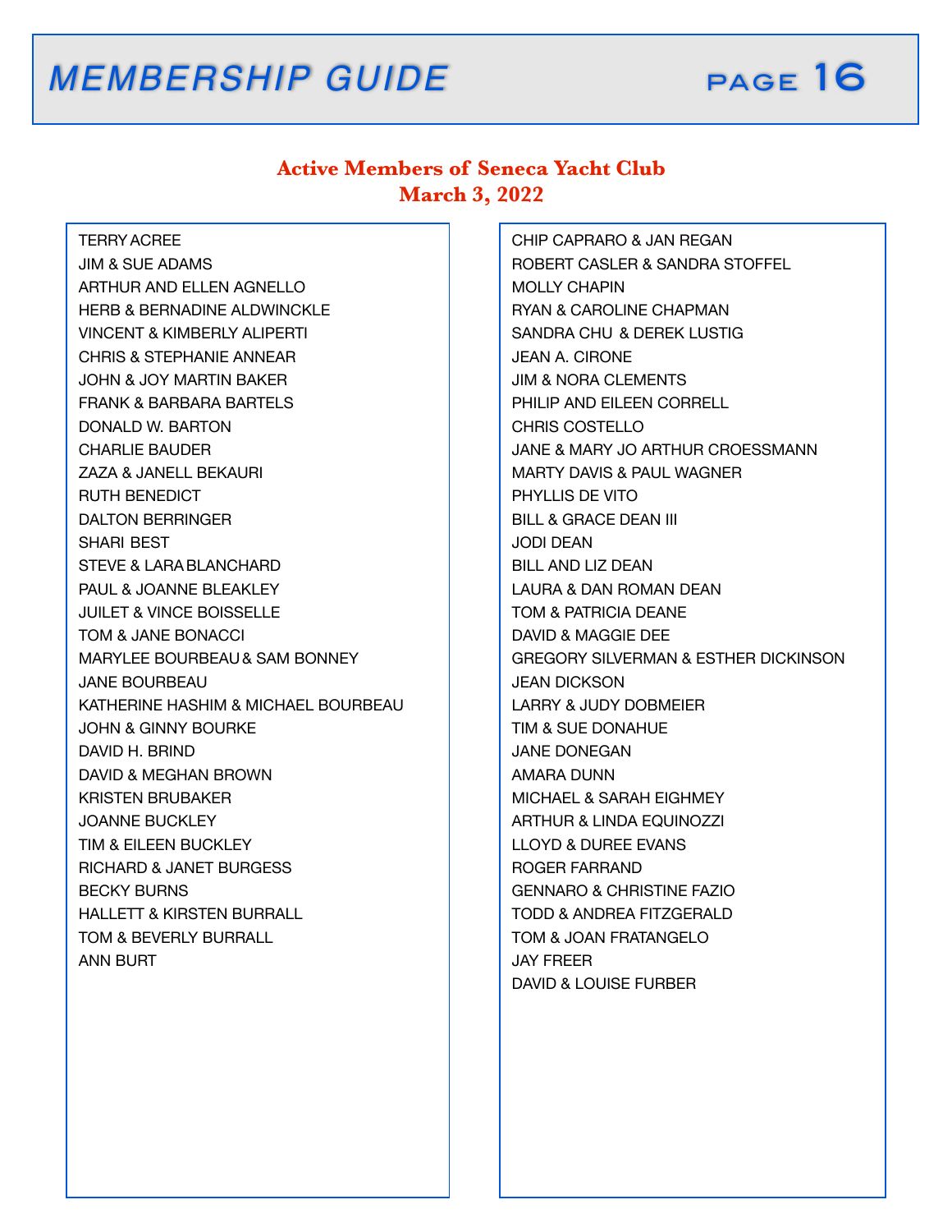## Active Members of Seneca Yacht Club
## March 3, 2022

TERRY ACREE
JIM & SUE ADAMS
ARTHUR AND ELLEN AGNELLO
HERB & BERNADINE ALDWINCKLE
VINCENT & KIMBERLY ALIPERTI
CHRIS & STEPHANIE ANNEAR
JOHN & JOY MARTIN BAKER
FRANK & BARBARA BARTELS
DONALD W. BARTON
CHARLIE BAUDER
ZAZA & JANELL BEKAURI
RUTH BENEDICT
DALTON BERRINGER
SHARI BEST
STEVE & LARA BLANCHARD
PAUL & JOANNE BLEAKLEY
JUILET & VINCE BOISSELLE
TOM & JANE BONACCI
MARYLEE BOURBEAU & SAM BONNEY
JANE BOURBEAU
KATHERINE HASHIM & MICHAEL BOURBEAU
JOHN & GINNY BOURKE
DAVID H. BRIND
DAVID & MEGHAN BROWN
KRISTEN BRUBAKER
JOANNE BUCKLEY
TIM & EILEEN BUCKLEY
RICHARD & JANET BURGESS
BECKY BURNS
HALLETT & KIRSTEN BURRALL
TOM & BEVERLY BURRALL
ANN BURT
CHIP CAPRARO & JAN REGAN
ROBERT CASLER & SANDRA STOFFEL
MOLLY CHAPIN
RYAN & CAROLINE CHAPMAN
SANDRA CHU & DEREK LUSTIG
JEAN A. CIRONE
JIM & NORA CLEMENTS
PHILIP AND EILEEN CORRELL
CHRIS COSTELLO
JANE & MARY JO ARTHUR CROESSMANN
MARTY DAVIS & PAUL WAGNER
PHYLLIS DE VITO
BILL & GRACE DEAN III
JODI DEAN
BILL AND LIZ DEAN
LAURA & DAN ROMAN DEAN
TOM & PATRICIA DEANE
DAVID & MAGGIE DEE
GREGORY SILVERMAN & ESTHER DICKINSON
JEAN DICKSON
LARRY & JUDY DOBMEIER
TIM & SUE DONAHUE
JANE DONEGAN
AMARA DUNN
MICHAEL & SARAH EIGHMEY
ARTHUR & LINDA EQUINOZZI
LLOYD & DUREE EVANS
ROGER FARRAND
GENNARO & CHRISTINE FAZIO
TODD & ANDREA FITZGERALD
TOM & JOAN FRATANGELO
JAY FREER
DAVID & LOUISE FURBER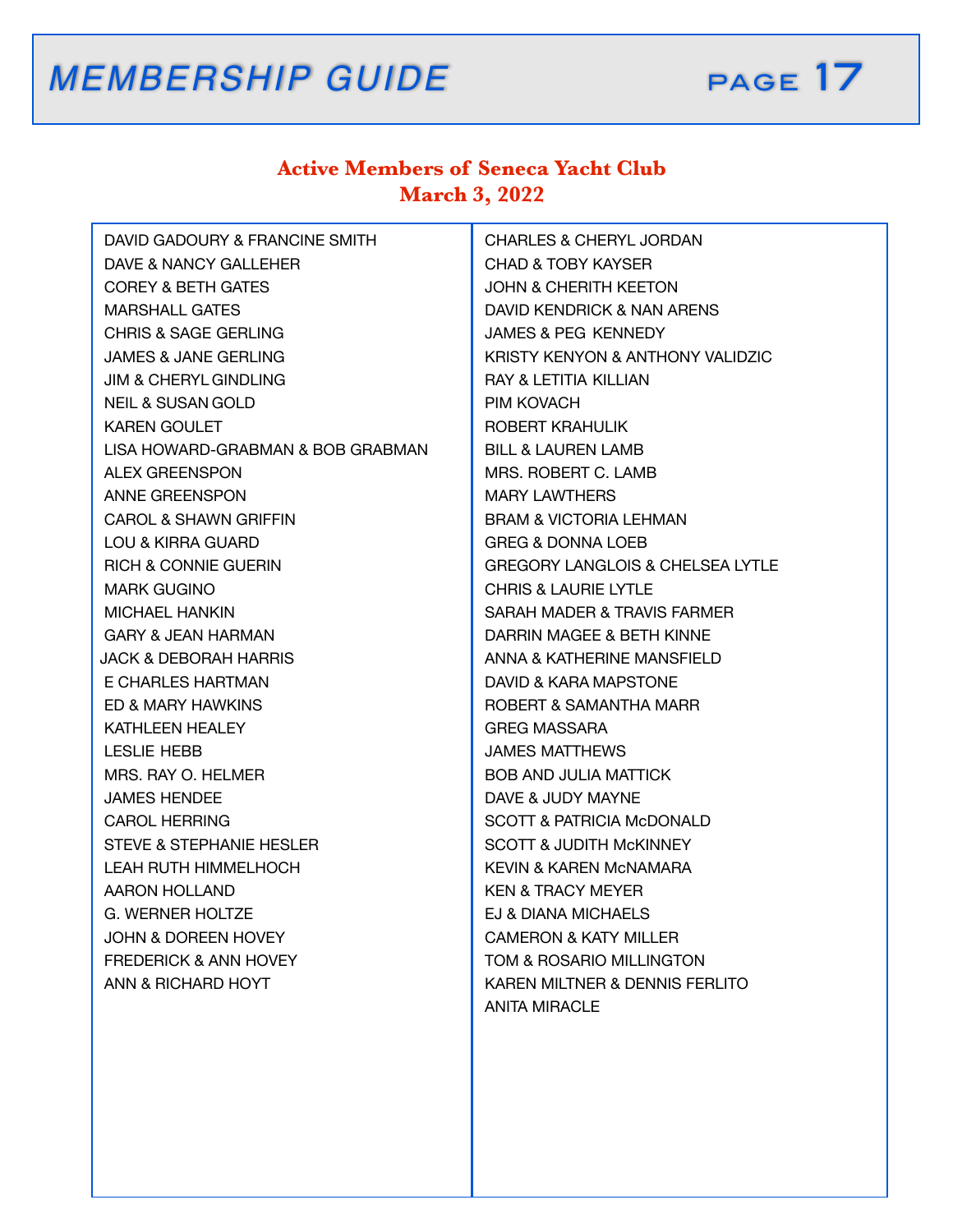## Active Members of Seneca Yacht Club
## March 3, 2022

DAVID GADOURY & FRANCINE SMITH
DAVE & NANCY GALLEHER
COREY & BETH GATES
MARSHALL GATES
CHRIS & SAGE GERLING
JAMES & JANE GERLING
JIM & CHERYL GINDLING
NEIL & SUSAN GOLD
KAREN GOULET
LISA HOWARD-GRABMAN & BOB GRABMAN
ALEX GREENSPON
ANNE GREENSPON
CAROL & SHAWN GRIFFIN
LOU & KIRRA GUARD
RICH & CONNIE GUERIN
MARK GUGINO
MICHAEL HANKIN
GARY & JEAN HARMAN
JACK & DEBORAH HARRIS
E CHARLES HARTMAN
ED & MARY HAWKINS
KATHLEEN HEALEY
LESLIE HEBB
MRS. RAY O. HELMER
JAMES HENDEE
CAROL HERRING
STEVE & STEPHANIE HESLER
LEAH RUTH HIMMELHOCH
AARON HOLLAND
G. WERNER HOLTZE
JOHN & DOREEN HOVEY
FREDERICK & ANN HOVEY
ANN & RICHARD HOYT
CHARLES & CHERYL JORDAN
CHAD & TOBY KAYSER
JOHN & CHERITH KEETON
DAVID KENDRICK & NAN ARENS
JAMES & PEG KENNEDY
KRISTY KENYON & ANTHONY VALIDZIC
RAY & LETITIA KILLIAN
PIM KOVACH
ROBERT KRAHULIK
BILL & LAUREN LAMB
MRS. ROBERT C. LAMB
MARY LAWTHERS
BRAM & VICTORIA LEHMAN
GREG & DONNA LOEB
GREGORY LANGLOIS & CHELSEA LYTLE
CHRIS & LAURIE LYTLE
SARAH MADER & TRAVIS FARMER
DARRIN MAGEE & BETH KINNE
ANNA & KATHERINE MANSFIELD
DAVID & KARA MAPSTONE
ROBERT & SAMANTHA MARR
GREG MASSARA
JAMES MATTHEWS
BOB AND JULIA MATTICK
DAVE & JUDY MAYNE
SCOTT & PATRICIA McDONALD
SCOTT & JUDITH McKINNEY
KEVIN & KAREN McNAMARA
KEN & TRACY MEYER
EJ & DIANA MICHAELS
CAMERON & KATY MILLER
TOM & ROSARIO MILLINGTON
KAREN MILTNER & DENNIS FERLITO
ANITA MIRACLE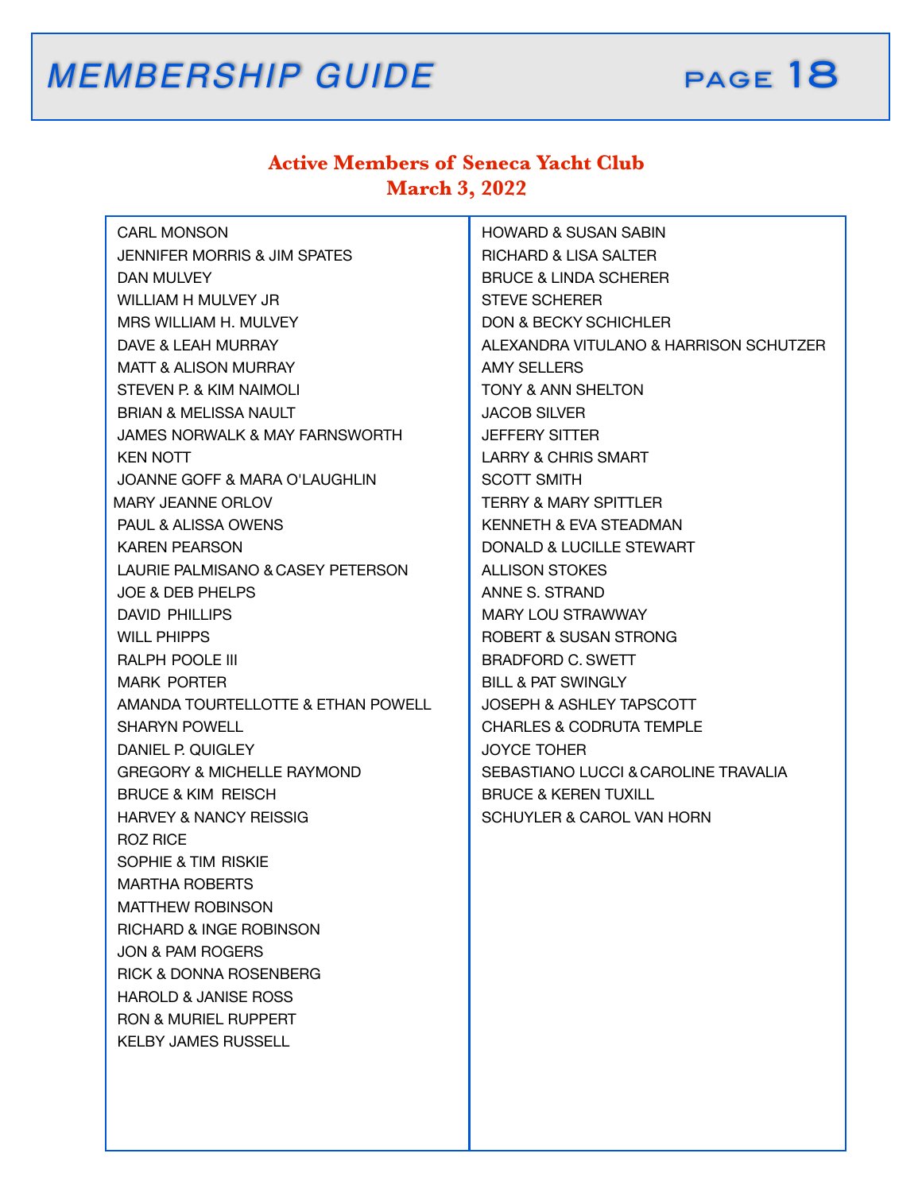## Active Members of Seneca Yacht Club
## March 3, 2022

CARL MONSON
JENNIFER MORRIS & JIM SPATES
DAN MULVEY
WILLIAM H MULVEY JR
MRS WILLIAM H. MULVEY
DAVE & LEAH MURRAY
MATT & ALISON MURRAY
STEVEN P. & KIM NAIMOLI
BRIAN & MELISSA NAULT
JAMES NORWALK & MAY FARNSWORTH
KEN NOTT
JOANNE GOFF & MARA O'LAUGHLIN
MARY JEANNE ORLOV
PAUL & ALISSA OWENS
KAREN PEARSON
LAURIE PALMISANO & CASEY PETERSON
JOE & DEB PHELPS
DAVID PHILLIPS
WILL PHIPPS
RALPH POOLE III
MARK PORTER
AMANDA TOURTELLOTTE & ETHAN POWELL
SHARYN POWELL
DANIEL P. QUIGLEY
GREGORY & MICHELLE RAYMOND
BRUCE & KIM REISCH
HARVEY & NANCY REISSIG
ROZ RICE
SOPHIE & TIM RISKIE
MARTHA ROBERTS
MATTHEW ROBINSON
RICHARD & INGE ROBINSON
JON & PAM ROGERS
RICK & DONNA ROSENBERG
HAROLD & JANISE ROSS
RON & MURIEL RUPPERT
KELBY JAMES RUSSELL
HOWARD & SUSAN SABIN
RICHARD & LISA SALTER
BRUCE & LINDA SCHERER
STEVE SCHERER
DON & BECKY SCHICHLER
ALEXANDRA VITULANO & HARRISON SCHUTZER
AMY SELLERS
TONY & ANN SHELTON
JACOB SILVER
JEFFERY SITTER
LARRY & CHRIS SMART
SCOTT SMITH
TERRY & MARY SPITTLER
KENNETH & EVA STEADMAN
DONALD & LUCILLE STEWART
ALLISON STOKES
ANNE S. STRAND
MARY LOU STRAWWAY
ROBERT & SUSAN STRONG
BRADFORD C. SWETT
BILL & PAT SWINGLY
JOSEPH & ASHLEY TAPSCOTT
CHARLES & CODRUTA TEMPLE
JOYCE TOHER
SEBASTIANO LUCCI & CAROLINE TRAVALIA
BRUCE & KEREN TUXILL
SCHUYLER & CAROL VAN HORN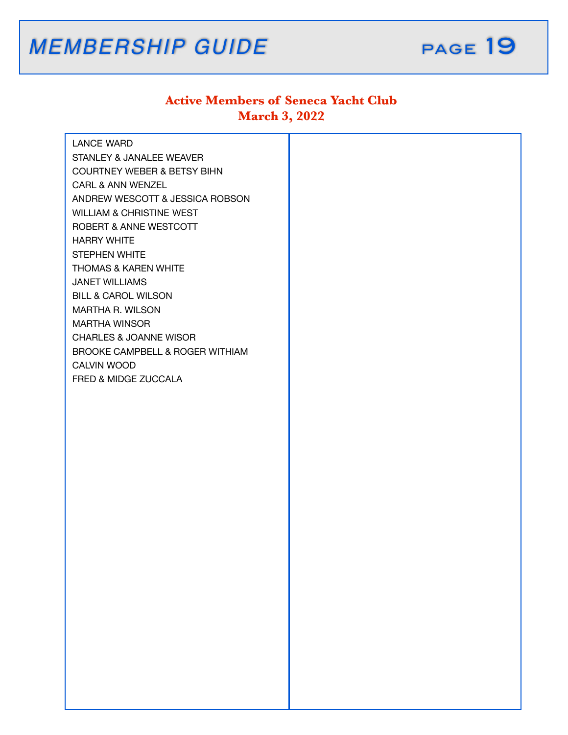## Active Members of Seneca Yacht Club
## March 3, 2022

LANCE WARD
STANLEY & JANALEE WEAVER
COURTNEY WEBER & BETSY BIHN
CARL & ANN WENZEL
ANDREW WESCOTT & JESSICA ROBSON
WILLIAM & CHRISTINE WEST
ROBERT & ANNE WESTCOTT
HARRY WHITE
STEPHEN WHITE
THOMAS & KAREN WHITE
JANET WILLIAMS
BILL & CAROL WILSON
MARTHA R. WILSON
MARTHA WINSOR
CHARLES & JOANNE WISOR
BROOKE CAMPBELL & ROGER WITHIAM
CALVIN WOOD
FRED & MIDGE ZUCCALA